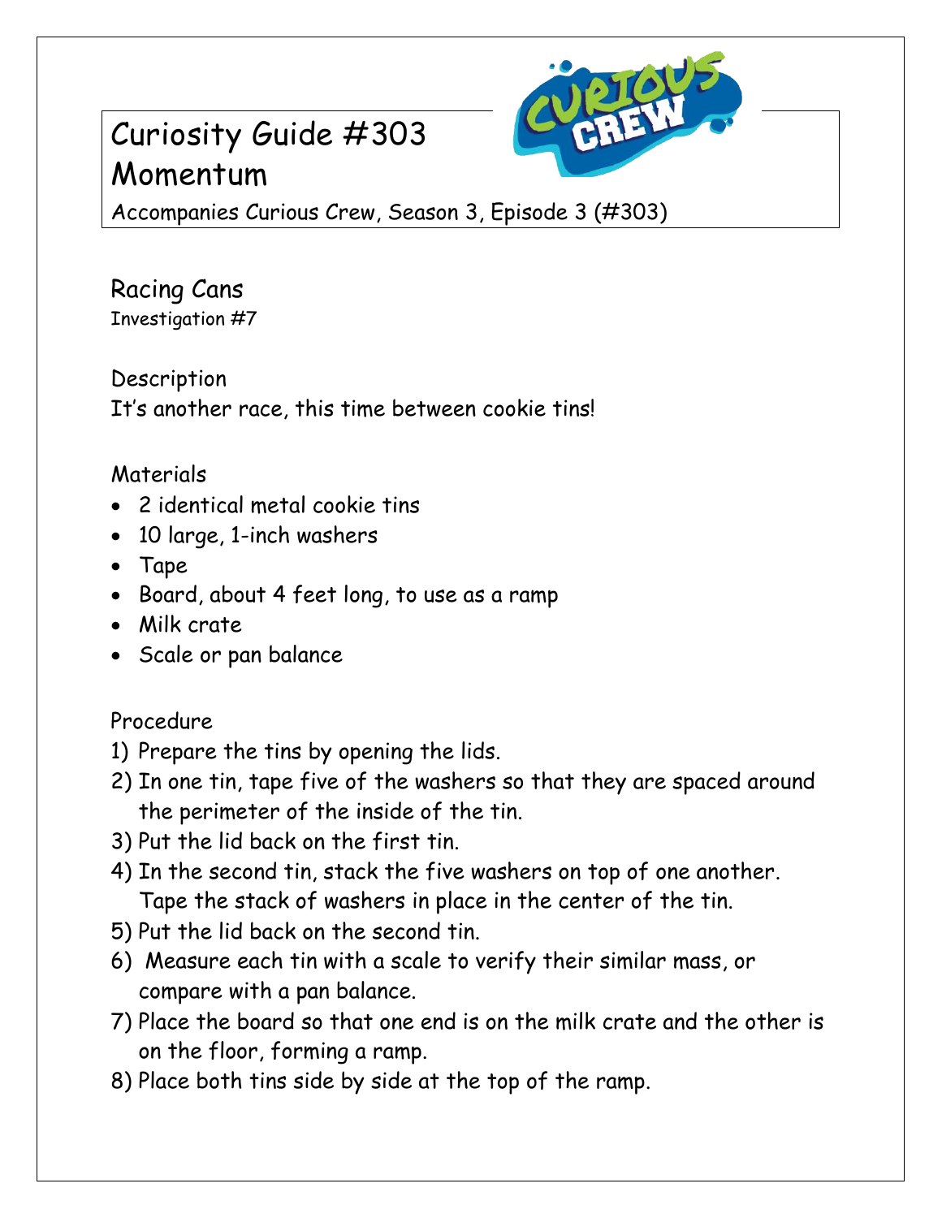# Curiosity Guide #303
# Momentum

Accompanies Curious Crew, Season 3, Episode 3 (#303)

## Racing Cans

Investigation #7

### Description

It's another race, this time between cookie tins!

### Materials

- 2 identical metal cookie tins
- 10 large, 1-inch washers
- Tape
- Board, about 4 feet long, to use as a ramp
- Milk crate
- Scale or pan balance

### Procedure

1) Prepare the tins by opening the lids.
2) In one tin, tape five of the washers so that they are spaced around the perimeter of the inside of the tin.
3) Put the lid back on the first tin.
4) In the second tin, stack the five washers on top of one another. Tape the stack of washers in place in the center of the tin.
5) Put the lid back on the second tin.
6) Measure each tin with a scale to verify their similar mass, or compare with a pan balance.
7) Place the board so that one end is on the milk crate and the other is on the floor, forming a ramp.
8) Place both tins side by side at the top of the ramp.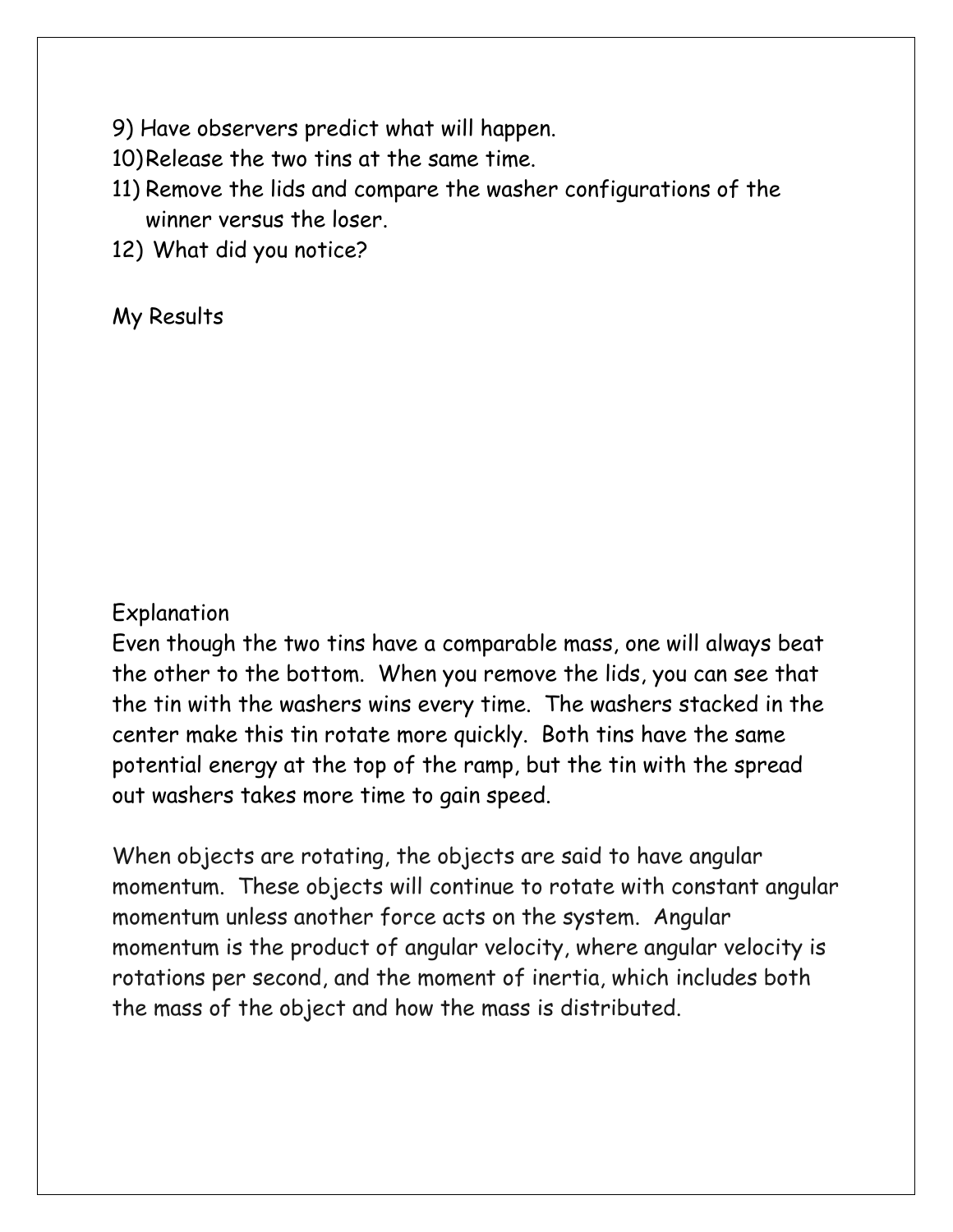9) Have observers predict what will happen.
10) Release the two tins at the same time.
11) Remove the lids and compare the washer configurations of the winner versus the loser.
12) What did you notice?

My Results

Explanation

Even though the two tins have a comparable mass, one will always beat the other to the bottom. When you remove the lids, you can see that the tin with the washers wins every time. The washers stacked in the center make this tin rotate more quickly. Both tins have the same potential energy at the top of the ramp, but the tin with the spread out washers takes more time to gain speed.

When objects are rotating, the objects are said to have angular momentum. These objects will continue to rotate with constant angular momentum unless another force acts on the system. Angular momentum is the product of angular velocity, where angular velocity is rotations per second, and the moment of inertia, which includes both the mass of the object and how the mass is distributed.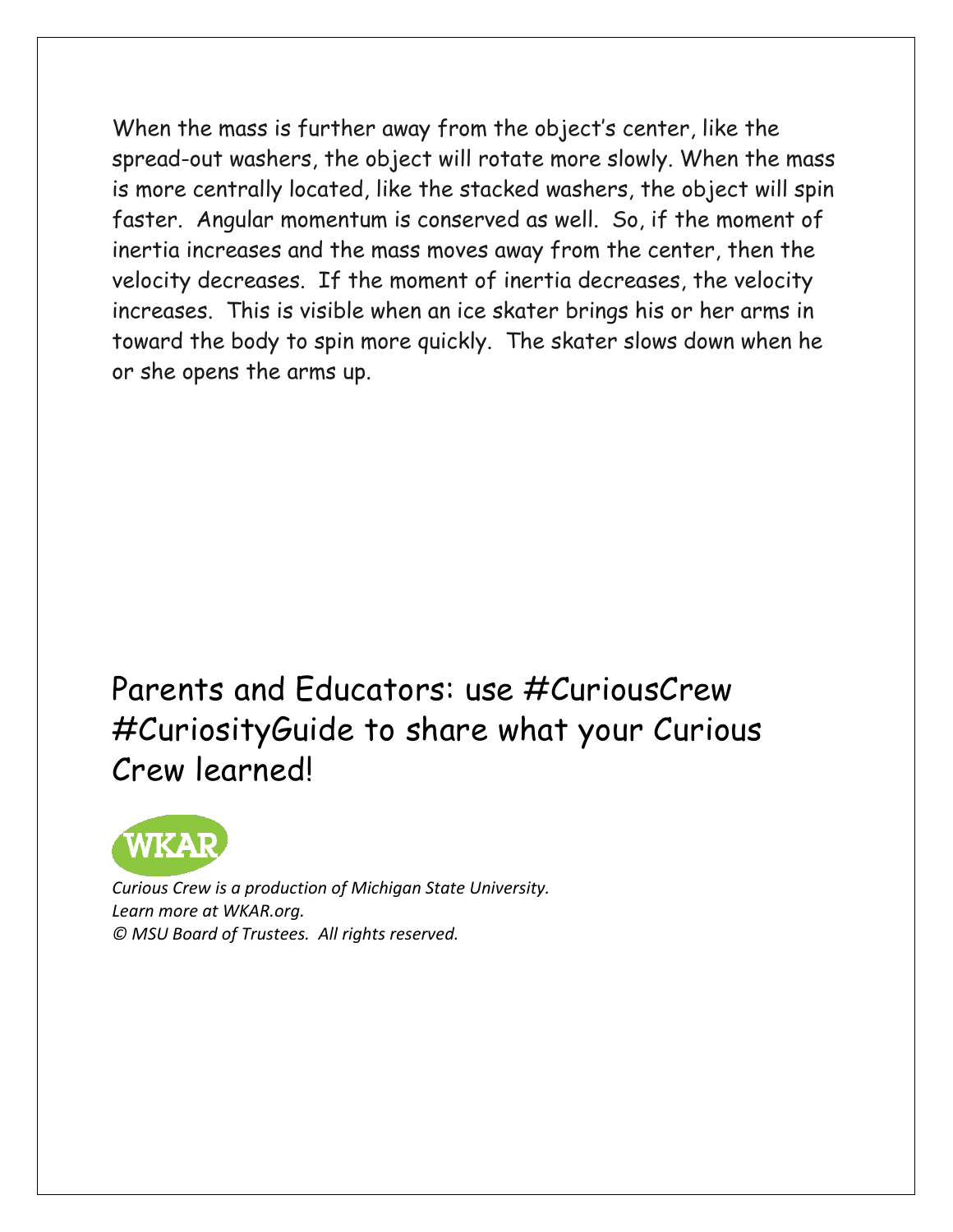When the mass is further away from the object's center, like the spread-out washers, the object will rotate more slowly. When the mass is more centrally located, like the stacked washers, the object will spin faster. Angular momentum is conserved as well. So, if the moment of inertia increases and the mass moves away from the center, then the velocity decreases. If the moment of inertia decreases, the velocity increases. This is visible when an ice skater brings his or her arms in toward the body to spin more quickly. The skater slows down when he or she opens the arms up.

## Parents and Educators: use #CuriousCrew #CuriosityGuide to share what your Curious Crew learned!

WKAR

*Curious Crew is a production of Michigan State University.*
*Learn more at WKAR.org.*
*© MSU Board of Trustees. All rights reserved.*